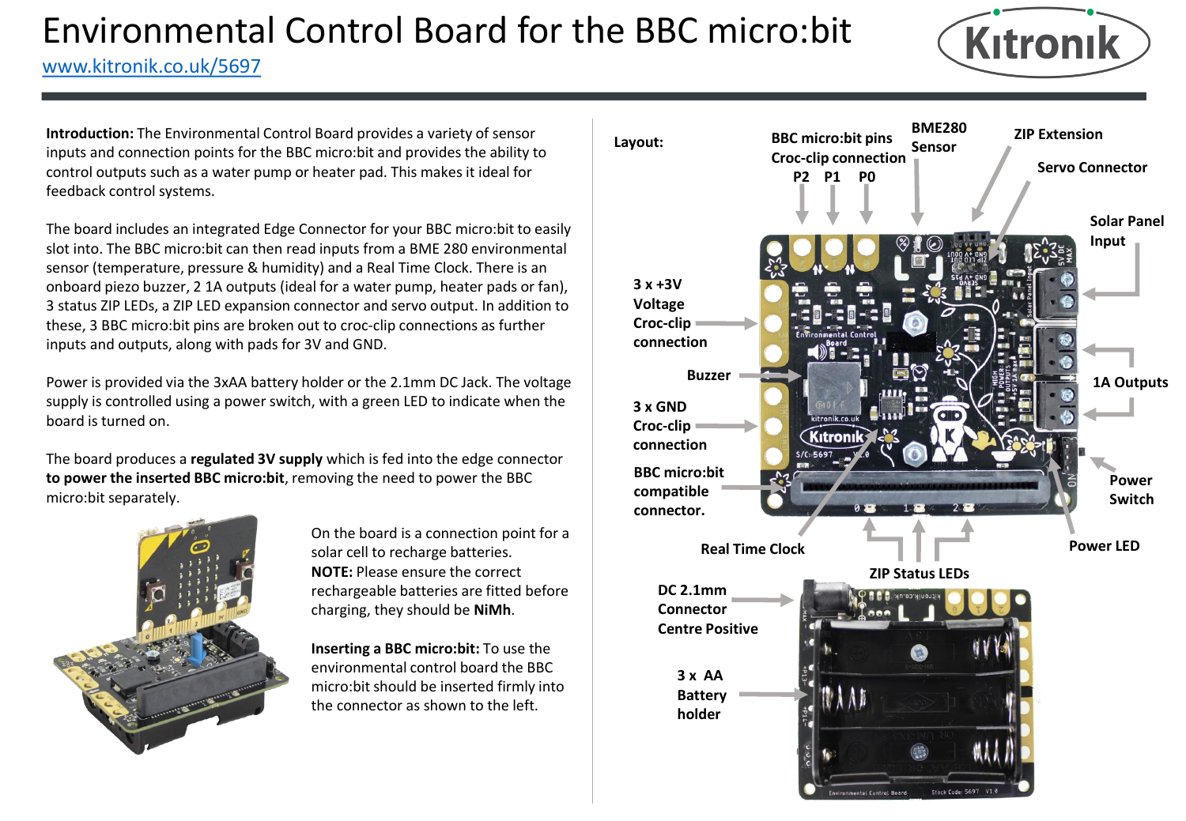# Environmental Control Board for the BBC micro:bit

www.kitronik.co.uk/5697

**Introduction:** The Environmental Control Board provides a variety of sensor inputs and connection points for the BBC micro:bit and provides the ability to control outputs such as a water pump or heater pad. This makes it ideal for feedback control systems.

The board includes an integrated Edge Connector for your BBC micro:bit to easily slot into. The BBC micro:bit can then read inputs from a BME 280 environmental sensor (temperature, pressure & humidity) and a Real Time Clock. There is an onboard piezo buzzer, 2 1A outputs (ideal for a water pump, heater pads or fan), 3 status ZIP LEDs, a ZIP LED expansion connector and servo output. In addition to these, 3 BBC micro:bit pins are broken out to croc-clip connections as further inputs and outputs, along with pads for 3V and GND.

Power is provided via the 3xAA battery holder or the 2.1mm DC Jack. The voltage supply is controlled using a power switch, with a green LED to indicate when the board is turned on.

The board produces a **regulated 3V supply** which is fed into the edge connector **to power the inserted BBC micro:bit**, removing the need to power the BBC micro:bit separately.

On the board is a connection point for a solar cell to recharge batteries.
**NOTE:** Please ensure the correct rechargeable batteries are fitted before charging, they should be **NiMh**.

**Inserting a BBC micro:bit:** To use the environmental control board the BBC micro:bit should be inserted firmly into the connector as shown to the left.

**Layout:**

- BBC micro:bit pins Croc-clip connection P2 P1 P0
- BME280 Sensor
- ZIP Extension
- Servo Connector
- Solar Panel Input
- 3 x +3V Voltage Croc-clip connection
- Buzzer
- 1A Outputs
- 3 x GND Croc-clip connection
- BBC micro:bit compatible connector.
- Power Switch
- Power LED
- Real Time Clock
- ZIP Status LEDs
- DC 2.1mm Connector Centre Positive
- 3 x AA Battery holder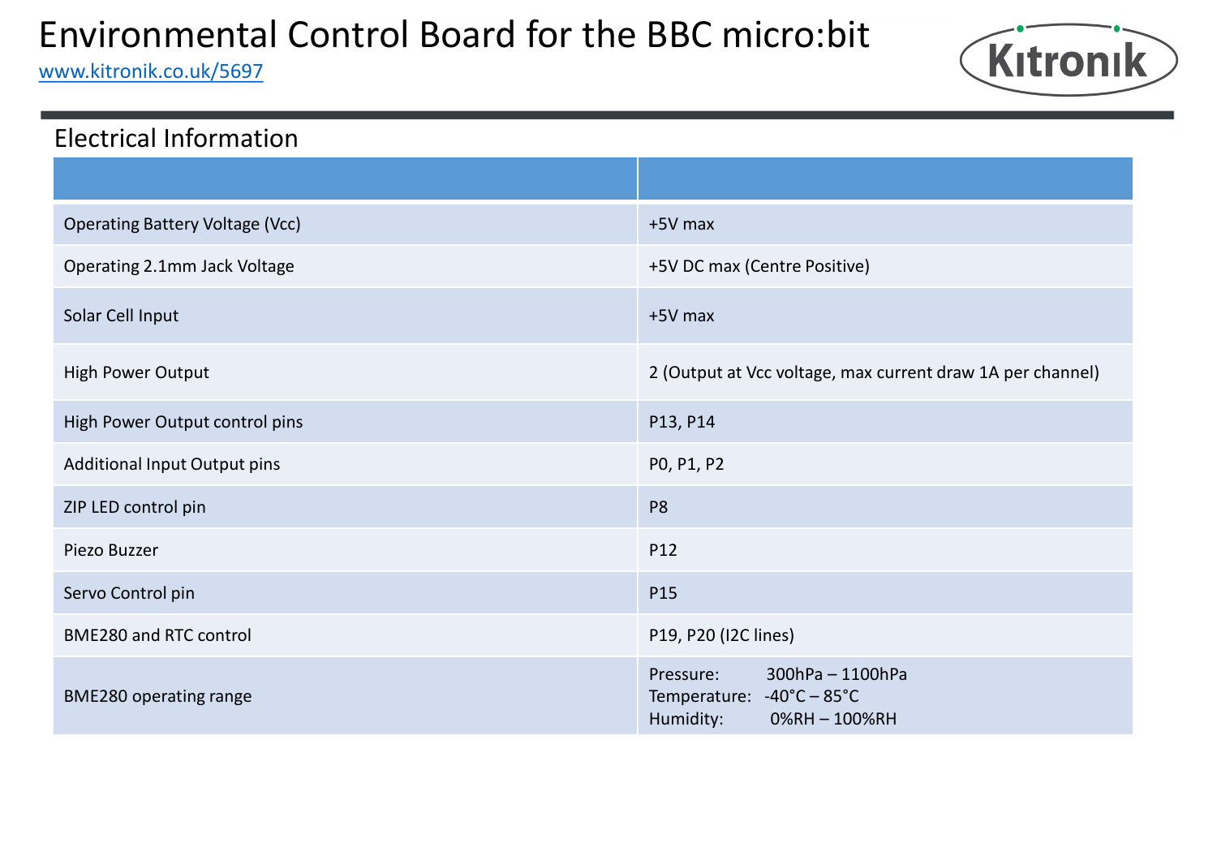# Environmental Control Board for the BBC micro:bit

www.kitronik.co.uk/5697

## Electrical Information

| | |
|---|---|
| Operating Battery Voltage (Vcc) | +5V max |
| Operating 2.1mm Jack Voltage | +5V DC max (Centre Positive) |
| Solar Cell Input | +5V max |
| High Power Output | 2 (Output at Vcc voltage, max current draw 1A per channel) |
| High Power Output control pins | P13, P14 |
| Additional Input Output pins | P0, P1, P2 |
| ZIP LED control pin | P8 |
| Piezo Buzzer | P12 |
| Servo Control pin | P15 |
| BME280 and RTC control | P19, P20 (I2C lines) |
| BME280 operating range | Pressure: 300hPa – 1100hPa<br>Temperature: -40°C – 85°C<br>Humidity: 0%RH – 100%RH |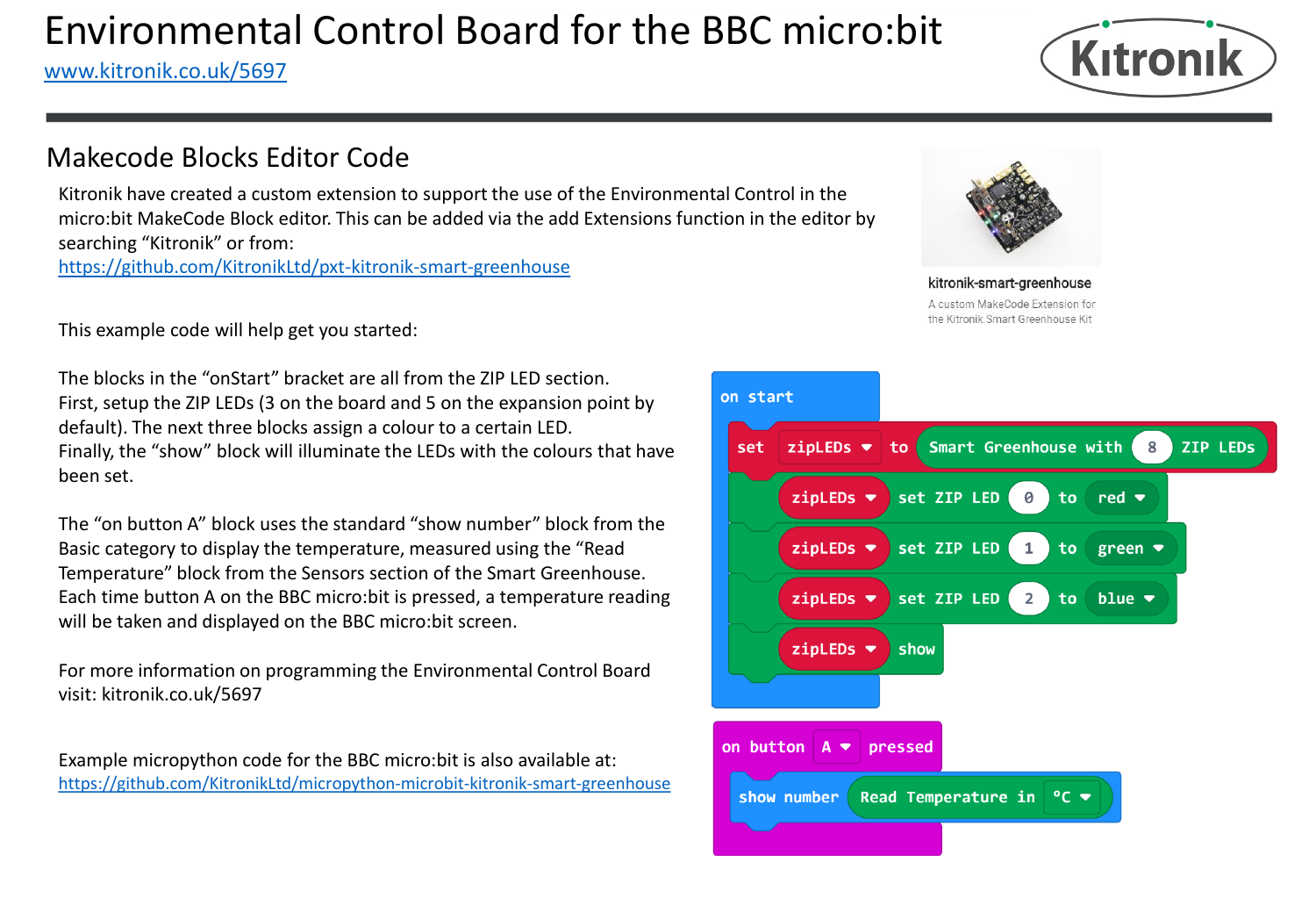# Environmental Control Board for the BBC micro:bit

www.kitronik.co.uk/5697

## Makecode Blocks Editor Code

Kitronik have created a custom extension to support the use of the Environmental Control in the micro:bit MakeCode Block editor. This can be added via the add Extensions function in the editor by searching "Kitronik" or from:
https://github.com/KitronikLtd/pxt-kitronik-smart-greenhouse

kitronik-smart-greenhouse

A custom MakeCode Extension for the Kitronik Smart Greenhouse Kit

This example code will help get you started:

The blocks in the "onStart" bracket are all from the ZIP LED section.
First, setup the ZIP LEDs (3 on the board and 5 on the expansion point by default). The next three blocks assign a colour to a certain LED.
Finally, the "show" block will illuminate the LEDs with the colours that have been set.

The "on button A" block uses the standard "show number" block from the Basic category to display the temperature, measured using the "Read Temperature" block from the Sensors section of the Smart Greenhouse.
Each time button A on the BBC micro:bit is pressed, a temperature reading will be taken and displayed on the BBC micro:bit screen.

For more information on programming the Environmental Control Board visit: kitronik.co.uk/5697

Example micropython code for the BBC micro:bit is also available at:
https://github.com/KitronikLtd/micropython-microbit-kitronik-smart-greenhouse

```
on start
    set zipLEDs to Smart Greenhouse with 8 ZIP LEDs
    zipLEDs set ZIP LED 0 to red
    zipLEDs set ZIP LED 1 to green
    zipLEDs set ZIP LED 2 to blue
    zipLEDs show

on button A pressed
    show number Read Temperature in °C
```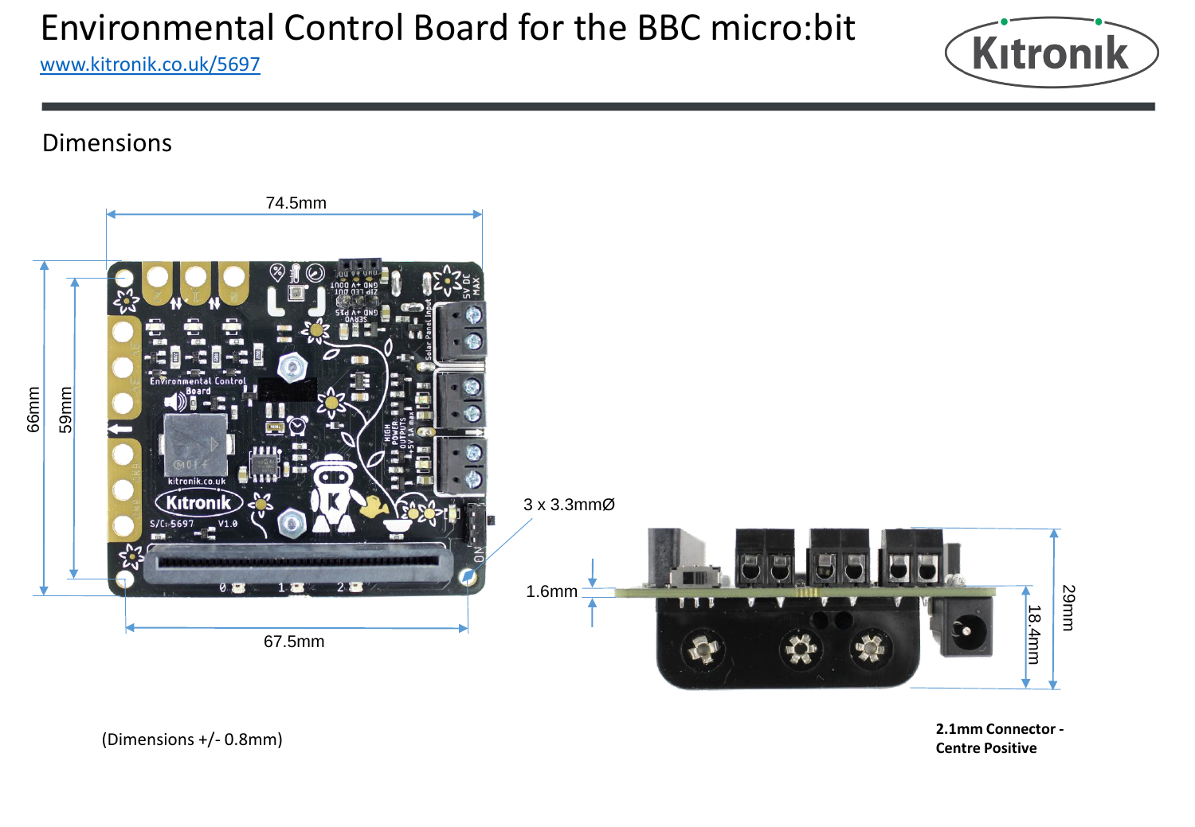# Environmental Control Board for the BBC micro:bit

www.kitronik.co.uk/5697

## Dimensions

74.5mm

66mm

59mm

67.5mm

3 x 3.3mmØ

1.6mm

18.4mm

29mm

(Dimensions +/- 0.8mm)

**2.1mm Connector - Centre Positive**